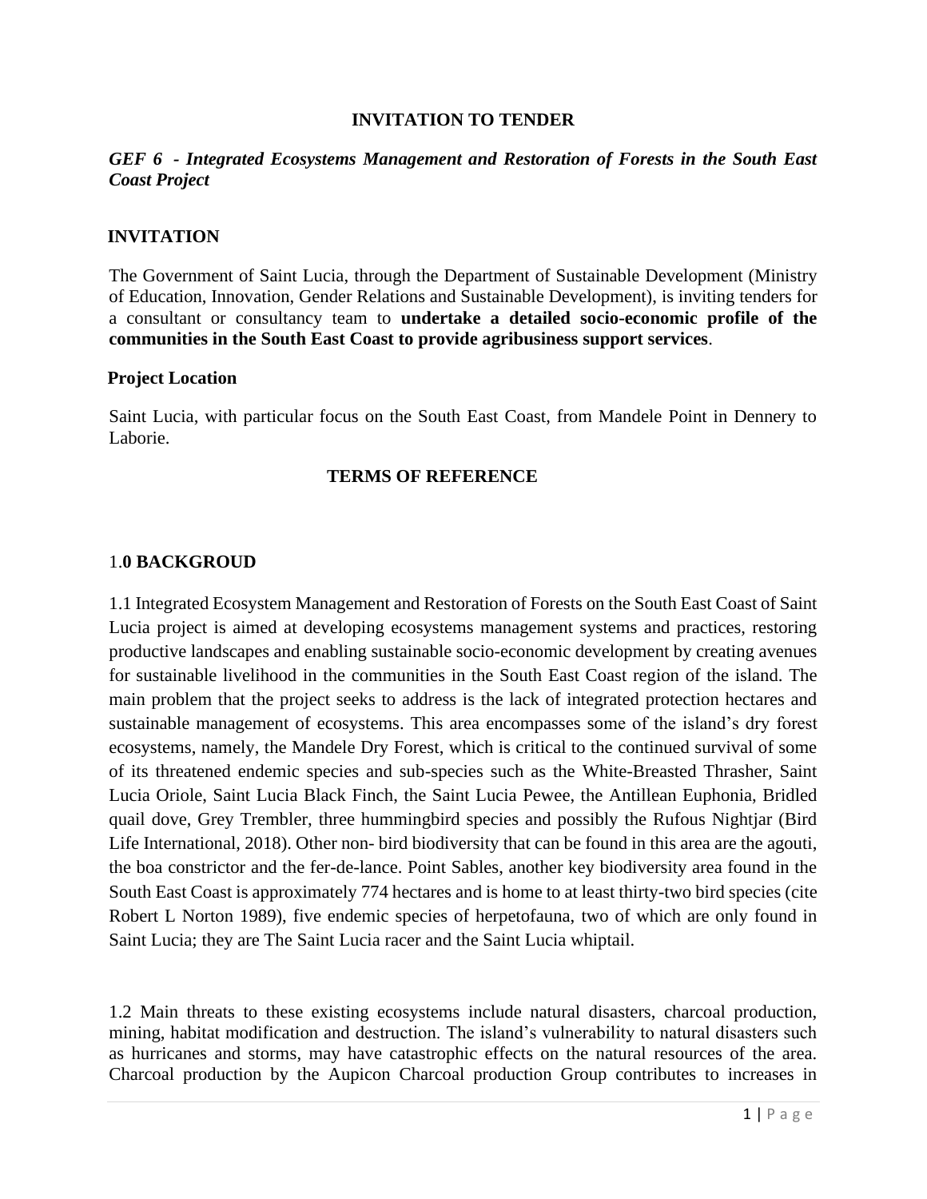# INVITATION TO TENDER

***GEF 6 - Integrated Ecosystems Management and Restoration of Forests in the South East Coast Project***

## INVITATION

The Government of Saint Lucia, through the Department of Sustainable Development (Ministry of Education, Innovation, Gender Relations and Sustainable Development), is inviting tenders for a consultant or consultancy team to **undertake a detailed socio-economic profile of the communities in the South East Coast to provide agribusiness support services**.

## Project Location

Saint Lucia, with particular focus on the South East Coast, from Mandele Point in Dennery to Laborie.

## TERMS OF REFERENCE

## 1.0 BACKGROUD

1.1 Integrated Ecosystem Management and Restoration of Forests on the South East Coast of Saint Lucia project is aimed at developing ecosystems management systems and practices, restoring productive landscapes and enabling sustainable socio-economic development by creating avenues for sustainable livelihood in the communities in the South East Coast region of the island. The main problem that the project seeks to address is the lack of integrated protection hectares and sustainable management of ecosystems. This area encompasses some of the island's dry forest ecosystems, namely, the Mandele Dry Forest, which is critical to the continued survival of some of its threatened endemic species and sub-species such as the White-Breasted Thrasher, Saint Lucia Oriole, Saint Lucia Black Finch, the Saint Lucia Pewee, the Antillean Euphonia, Bridled quail dove, Grey Trembler, three hummingbird species and possibly the Rufous Nightjar (Bird Life International, 2018). Other non- bird biodiversity that can be found in this area are the agouti, the boa constrictor and the fer-de-lance. Point Sables, another key biodiversity area found in the South East Coast is approximately 774 hectares and is home to at least thirty-two bird species (cite Robert L Norton 1989), five endemic species of herpetofauna, two of which are only found in Saint Lucia; they are The Saint Lucia racer and the Saint Lucia whiptail.

1.2 Main threats to these existing ecosystems include natural disasters, charcoal production, mining, habitat modification and destruction. The island's vulnerability to natural disasters such as hurricanes and storms, may have catastrophic effects on the natural resources of the area. Charcoal production by the Aupicon Charcoal production Group contributes to increases in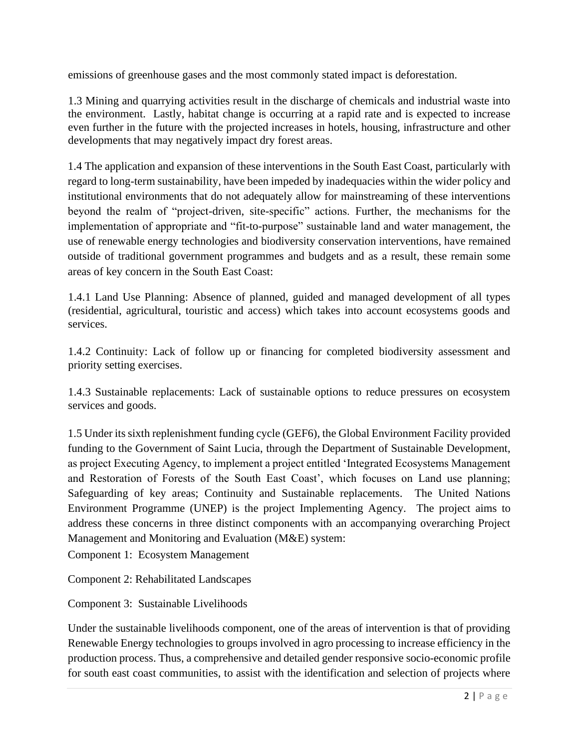emissions of greenhouse gases and the most commonly stated impact is deforestation.

1.3 Mining and quarrying activities result in the discharge of chemicals and industrial waste into the environment. Lastly, habitat change is occurring at a rapid rate and is expected to increase even further in the future with the projected increases in hotels, housing, infrastructure and other developments that may negatively impact dry forest areas.

1.4 The application and expansion of these interventions in the South East Coast, particularly with regard to long-term sustainability, have been impeded by inadequacies within the wider policy and institutional environments that do not adequately allow for mainstreaming of these interventions beyond the realm of "project-driven, site-specific" actions. Further, the mechanisms for the implementation of appropriate and "fit-to-purpose" sustainable land and water management, the use of renewable energy technologies and biodiversity conservation interventions, have remained outside of traditional government programmes and budgets and as a result, these remain some areas of key concern in the South East Coast:

1.4.1 Land Use Planning: Absence of planned, guided and managed development of all types (residential, agricultural, touristic and access) which takes into account ecosystems goods and services.

1.4.2 Continuity: Lack of follow up or financing for completed biodiversity assessment and priority setting exercises.

1.4.3 Sustainable replacements: Lack of sustainable options to reduce pressures on ecosystem services and goods.

1.5 Under its sixth replenishment funding cycle (GEF6), the Global Environment Facility provided funding to the Government of Saint Lucia, through the Department of Sustainable Development, as project Executing Agency, to implement a project entitled 'Integrated Ecosystems Management and Restoration of Forests of the South East Coast', which focuses on Land use planning; Safeguarding of key areas; Continuity and Sustainable replacements. The United Nations Environment Programme (UNEP) is the project Implementing Agency. The project aims to address these concerns in three distinct components with an accompanying overarching Project Management and Monitoring and Evaluation (M&E) system:

Component 1: Ecosystem Management

Component 2: Rehabilitated Landscapes

Component 3: Sustainable Livelihoods

Under the sustainable livelihoods component, one of the areas of intervention is that of providing Renewable Energy technologies to groups involved in agro processing to increase efficiency in the production process. Thus, a comprehensive and detailed gender responsive socio-economic profile for south east coast communities, to assist with the identification and selection of projects where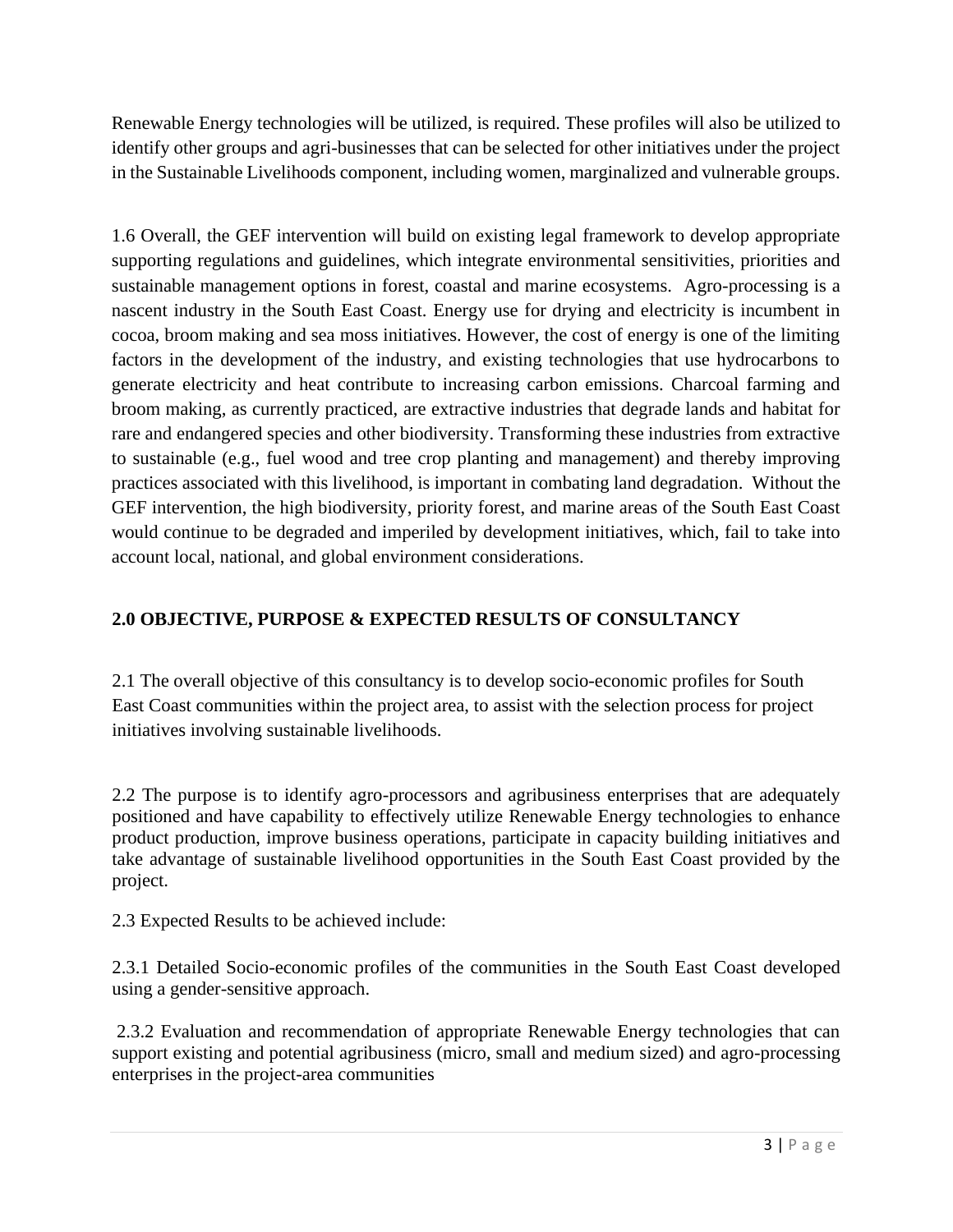Renewable Energy technologies will be utilized, is required. These profiles will also be utilized to identify other groups and agri-businesses that can be selected for other initiatives under the project in the Sustainable Livelihoods component, including women, marginalized and vulnerable groups.

1.6 Overall, the GEF intervention will build on existing legal framework to develop appropriate supporting regulations and guidelines, which integrate environmental sensitivities, priorities and sustainable management options in forest, coastal and marine ecosystems. Agro-processing is a nascent industry in the South East Coast. Energy use for drying and electricity is incumbent in cocoa, broom making and sea moss initiatives. However, the cost of energy is one of the limiting factors in the development of the industry, and existing technologies that use hydrocarbons to generate electricity and heat contribute to increasing carbon emissions. Charcoal farming and broom making, as currently practiced, are extractive industries that degrade lands and habitat for rare and endangered species and other biodiversity. Transforming these industries from extractive to sustainable (e.g., fuel wood and tree crop planting and management) and thereby improving practices associated with this livelihood, is important in combating land degradation. Without the GEF intervention, the high biodiversity, priority forest, and marine areas of the South East Coast would continue to be degraded and imperiled by development initiatives, which, fail to take into account local, national, and global environment considerations.

## 2.0 OBJECTIVE, PURPOSE & EXPECTED RESULTS OF CONSULTANCY

2.1 The overall objective of this consultancy is to develop socio-economic profiles for South East Coast communities within the project area, to assist with the selection process for project initiatives involving sustainable livelihoods.

2.2 The purpose is to identify agro-processors and agribusiness enterprises that are adequately positioned and have capability to effectively utilize Renewable Energy technologies to enhance product production, improve business operations, participate in capacity building initiatives and take advantage of sustainable livelihood opportunities in the South East Coast provided by the project.

2.3 Expected Results to be achieved include:

2.3.1 Detailed Socio-economic profiles of the communities in the South East Coast developed using a gender-sensitive approach.

2.3.2 Evaluation and recommendation of appropriate Renewable Energy technologies that can support existing and potential agribusiness (micro, small and medium sized) and agro-processing enterprises in the project-area communities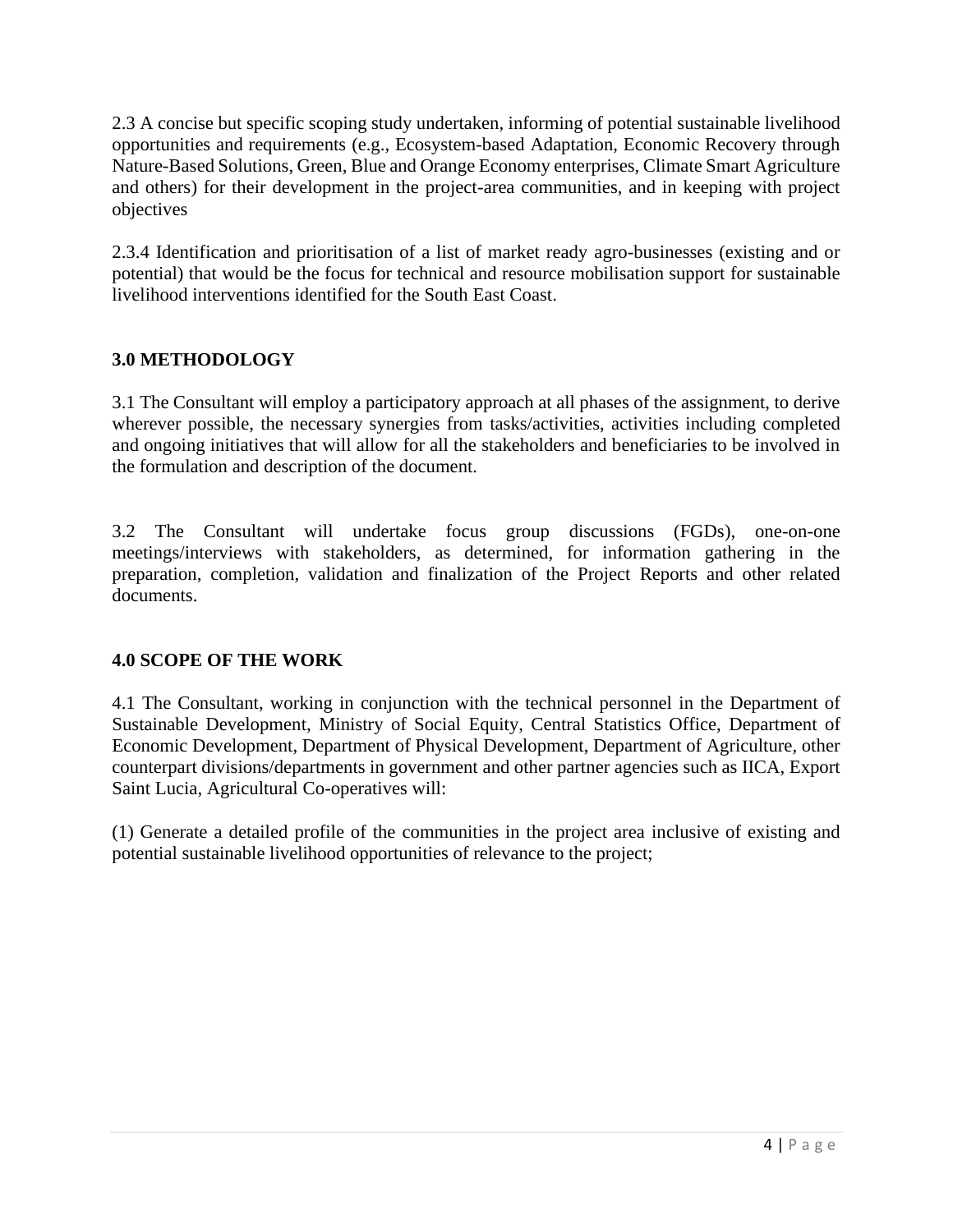2.3 A concise but specific scoping study undertaken, informing of potential sustainable livelihood opportunities and requirements (e.g., Ecosystem-based Adaptation, Economic Recovery through Nature-Based Solutions, Green, Blue and Orange Economy enterprises, Climate Smart Agriculture and others) for their development in the project-area communities, and in keeping with project objectives

2.3.4 Identification and prioritisation of a list of market ready agro-businesses (existing and or potential) that would be the focus for technical and resource mobilisation support for sustainable livelihood interventions identified for the South East Coast.

## 3.0 METHODOLOGY

3.1 The Consultant will employ a participatory approach at all phases of the assignment, to derive wherever possible, the necessary synergies from tasks/activities, activities including completed and ongoing initiatives that will allow for all the stakeholders and beneficiaries to be involved in the formulation and description of the document.

3.2 The Consultant will undertake focus group discussions (FGDs), one-on-one meetings/interviews with stakeholders, as determined, for information gathering in the preparation, completion, validation and finalization of the Project Reports and other related documents.

## 4.0 SCOPE OF THE WORK

4.1 The Consultant, working in conjunction with the technical personnel in the Department of Sustainable Development, Ministry of Social Equity, Central Statistics Office, Department of Economic Development, Department of Physical Development, Department of Agriculture, other counterpart divisions/departments in government and other partner agencies such as IICA, Export Saint Lucia, Agricultural Co-operatives will:

(1) Generate a detailed profile of the communities in the project area inclusive of existing and potential sustainable livelihood opportunities of relevance to the project;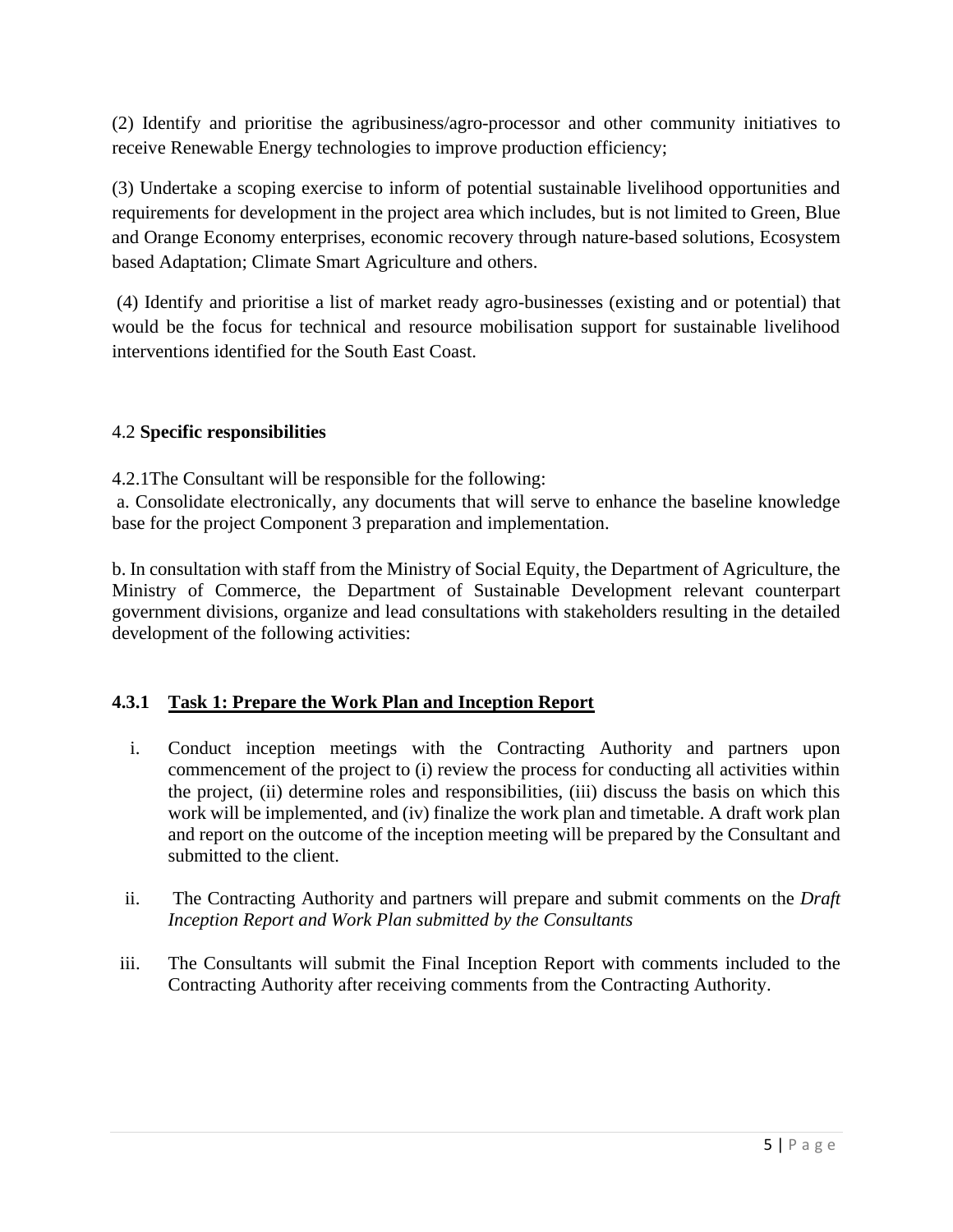(2) Identify and prioritise the agribusiness/agro-processor and other community initiatives to receive Renewable Energy technologies to improve production efficiency;

(3) Undertake a scoping exercise to inform of potential sustainable livelihood opportunities and requirements for development in the project area which includes, but is not limited to Green, Blue and Orange Economy enterprises, economic recovery through nature-based solutions, Ecosystem based Adaptation; Climate Smart Agriculture and others.

(4) Identify and prioritise a list of market ready agro-businesses (existing and or potential) that would be the focus for technical and resource mobilisation support for sustainable livelihood interventions identified for the South East Coast.

4.2 **Specific responsibilities**

4.2.1The Consultant will be responsible for the following:

a. Consolidate electronically, any documents that will serve to enhance the baseline knowledge base for the project Component 3 preparation and implementation.

b. In consultation with staff from the Ministry of Social Equity, the Department of Agriculture, the Ministry of Commerce, the Department of Sustainable Development relevant counterpart government divisions, organize and lead consultations with stakeholders resulting in the detailed development of the following activities:

### 4.3.1 Task 1: Prepare the Work Plan and Inception Report

i. Conduct inception meetings with the Contracting Authority and partners upon commencement of the project to (i) review the process for conducting all activities within the project, (ii) determine roles and responsibilities, (iii) discuss the basis on which this work will be implemented, and (iv) finalize the work plan and timetable. A draft work plan and report on the outcome of the inception meeting will be prepared by the Consultant and submitted to the client.

ii. The Contracting Authority and partners will prepare and submit comments on the *Draft Inception Report and Work Plan submitted by the Consultants*

iii. The Consultants will submit the Final Inception Report with comments included to the Contracting Authority after receiving comments from the Contracting Authority.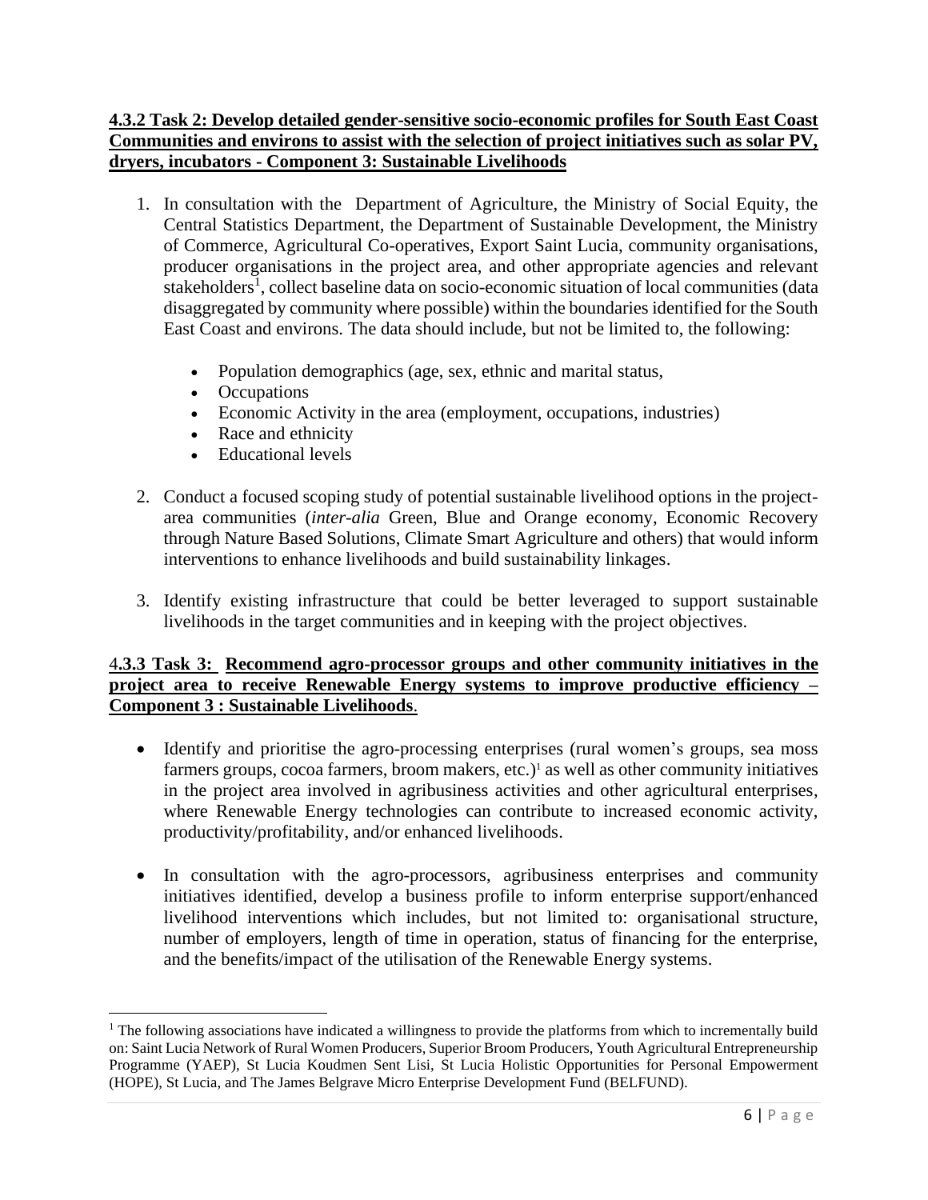#### **4.3.2 Task 2: Develop detailed gender-sensitive socio-economic profiles for South East Coast Communities and environs to assist with the selection of project initiatives such as solar PV, dryers, incubators - Component 3: Sustainable Livelihoods**

1. In consultation with the Department of Agriculture, the Ministry of Social Equity, the Central Statistics Department, the Department of Sustainable Development, the Ministry of Commerce, Agricultural Co-operatives, Export Saint Lucia, community organisations, producer organisations in the project area, and other appropriate agencies and relevant stakeholders[1], collect baseline data on socio-economic situation of local communities (data disaggregated by community where possible) within the boundaries identified for the South East Coast and environs. The data should include, but not be limited to, the following:

   - Population demographics (age, sex, ethnic and marital status,
   - Occupations
   - Economic Activity in the area (employment, occupations, industries)
   - Race and ethnicity
   - Educational levels

2. Conduct a focused scoping study of potential sustainable livelihood options in the project-area communities (*inter-alia* Green, Blue and Orange economy, Economic Recovery through Nature Based Solutions, Climate Smart Agriculture and others) that would inform interventions to enhance livelihoods and build sustainability linkages.

3. Identify existing infrastructure that could be better leveraged to support sustainable livelihoods in the target communities and in keeping with the project objectives.

#### **4.3.3 Task 3: Recommend agro-processor groups and other community initiatives in the project area to receive Renewable Energy systems to improve productive efficiency – Component 3 : Sustainable Livelihoods**.

- Identify and prioritise the agro-processing enterprises (rural women's groups, sea moss farmers groups, cocoa farmers, broom makers, etc.)[1] as well as other community initiatives in the project area involved in agribusiness activities and other agricultural enterprises, where Renewable Energy technologies can contribute to increased economic activity, productivity/profitability, and/or enhanced livelihoods.

- In consultation with the agro-processors, agribusiness enterprises and community initiatives identified, develop a business profile to inform enterprise support/enhanced livelihood interventions which includes, but not limited to: organisational structure, number of employers, length of time in operation, status of financing for the enterprise, and the benefits/impact of the utilisation of the Renewable Energy systems.

---

[1] The following associations have indicated a willingness to provide the platforms from which to incrementally build on: Saint Lucia Network of Rural Women Producers, Superior Broom Producers, Youth Agricultural Entrepreneurship Programme (YAEP), St Lucia Koudmen Sent Lisi, St Lucia Holistic Opportunities for Personal Empowerment (HOPE), St Lucia, and The James Belgrave Micro Enterprise Development Fund (BELFUND).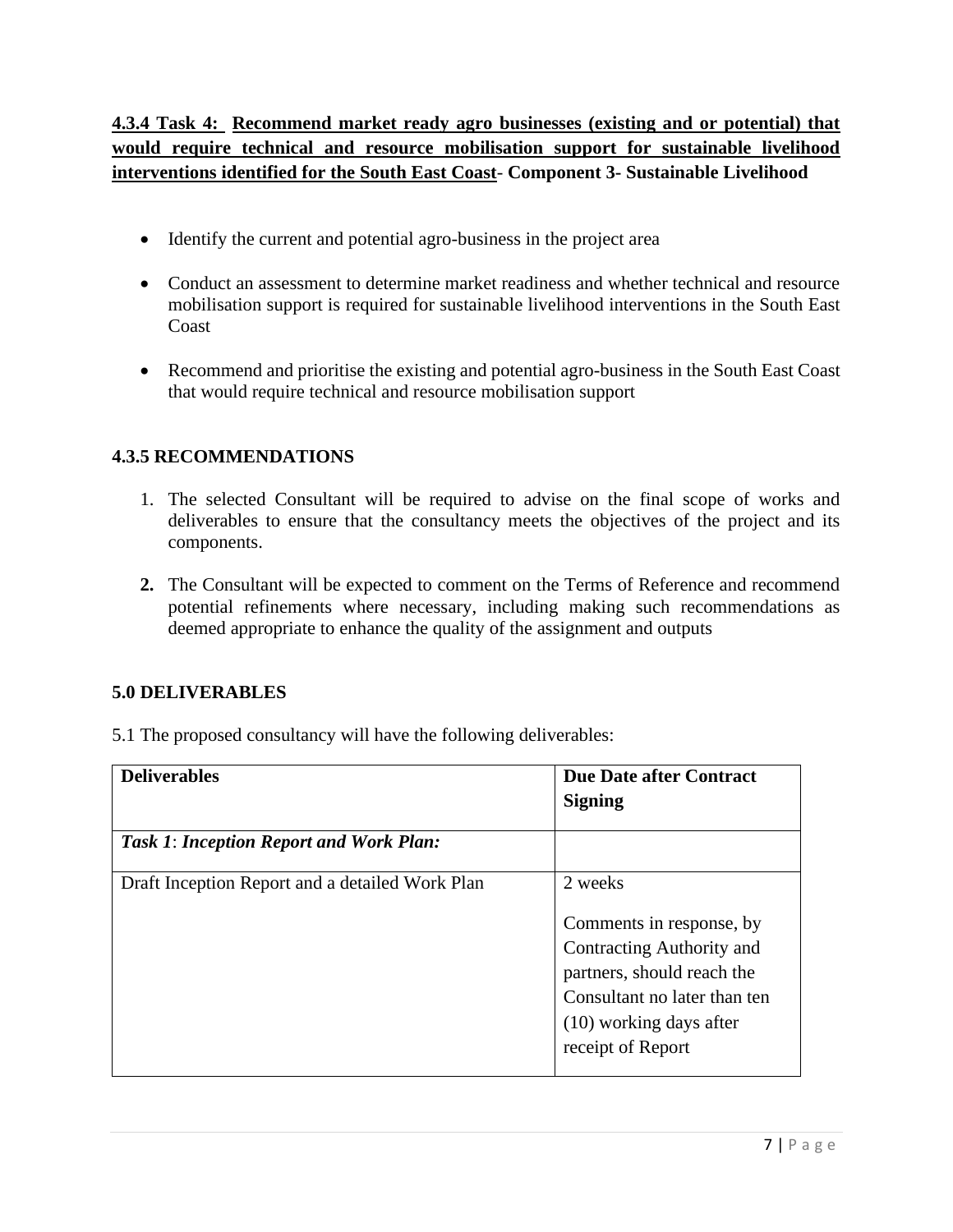#### 4.3.4 Task 4: Recommend market ready agro businesses (existing and or potential) that would require technical and resource mobilisation support for sustainable livelihood interventions identified for the South East Coast- Component 3- Sustainable Livelihood

- Identify the current and potential agro-business in the project area
- Conduct an assessment to determine market readiness and whether technical and resource mobilisation support is required for sustainable livelihood interventions in the South East Coast
- Recommend and prioritise the existing and potential agro-business in the South East Coast that would require technical and resource mobilisation support

#### 4.3.5 RECOMMENDATIONS

1. The selected Consultant will be required to advise on the final scope of works and deliverables to ensure that the consultancy meets the objectives of the project and its components.
2. The Consultant will be expected to comment on the Terms of Reference and recommend potential refinements where necessary, including making such recommendations as deemed appropriate to enhance the quality of the assignment and outputs

## 5.0 DELIVERABLES

5.1 The proposed consultancy will have the following deliverables:

| Deliverables | Due Date after Contract Signing |
| --- | --- |
| ***Task 1*: *Inception Report and Work Plan:*** | |
| Draft Inception Report and a detailed Work Plan | 2 weeks<br><br>Comments in response, by Contracting Authority and partners, should reach the Consultant no later than ten (10) working days after receipt of Report |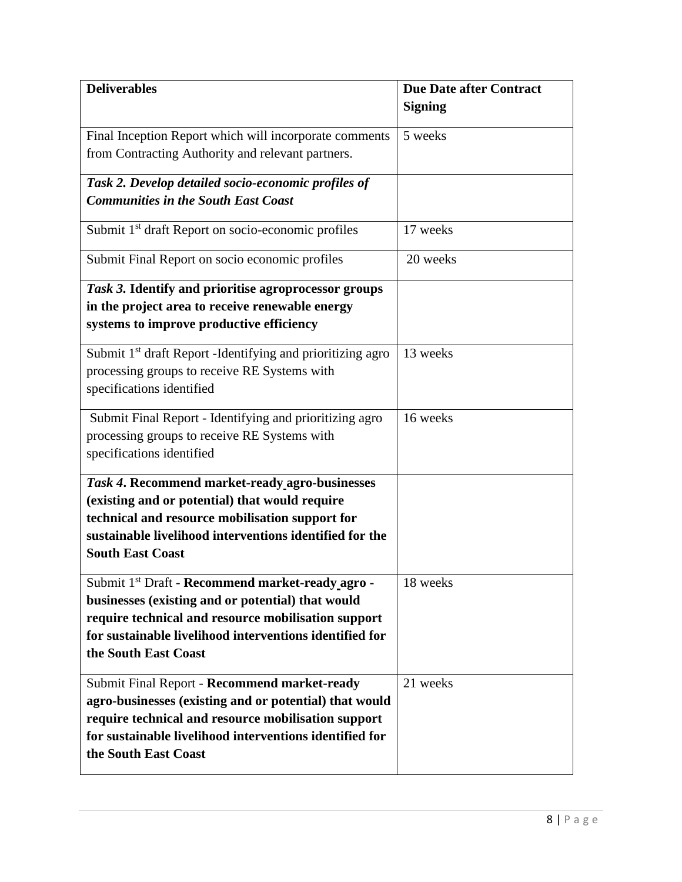| **Deliverables** | **Due Date after Contract Signing** |
|---|---|
| Final Inception Report which will incorporate comments from Contracting Authority and relevant partners. | 5 weeks |
| ***Task 2. Develop detailed socio-economic profiles of Communities in the South East Coast*** | |
| Submit 1st draft Report on socio-economic profiles | 17 weeks |
| Submit Final Report on socio economic profiles | 20 weeks |
| ***Task 3.* Identify and prioritise agroprocessor groups in the project area to receive renewable energy systems to improve productive efficiency** | |
| Submit 1st draft Report -Identifying and prioritizing agro processing groups to receive RE Systems with specifications identified | 13 weeks |
| Submit Final Report - Identifying and prioritizing agro processing groups to receive RE Systems with specifications identified | 16 weeks |
| ***Task 4*. Recommend market-ready agro-businesses (existing and or potential) that would require technical and resource mobilisation support for sustainable livelihood interventions identified for the South East Coast** | |
| Submit 1st Draft - **Recommend market-ready agro - businesses (existing and or potential) that would require technical and resource mobilisation support for sustainable livelihood interventions identified for the South East Coast** | 18 weeks |
| Submit Final Report - **Recommend market-ready agro-businesses (existing and or potential) that would require technical and resource mobilisation support for sustainable livelihood interventions identified for the South East Coast** | 21 weeks |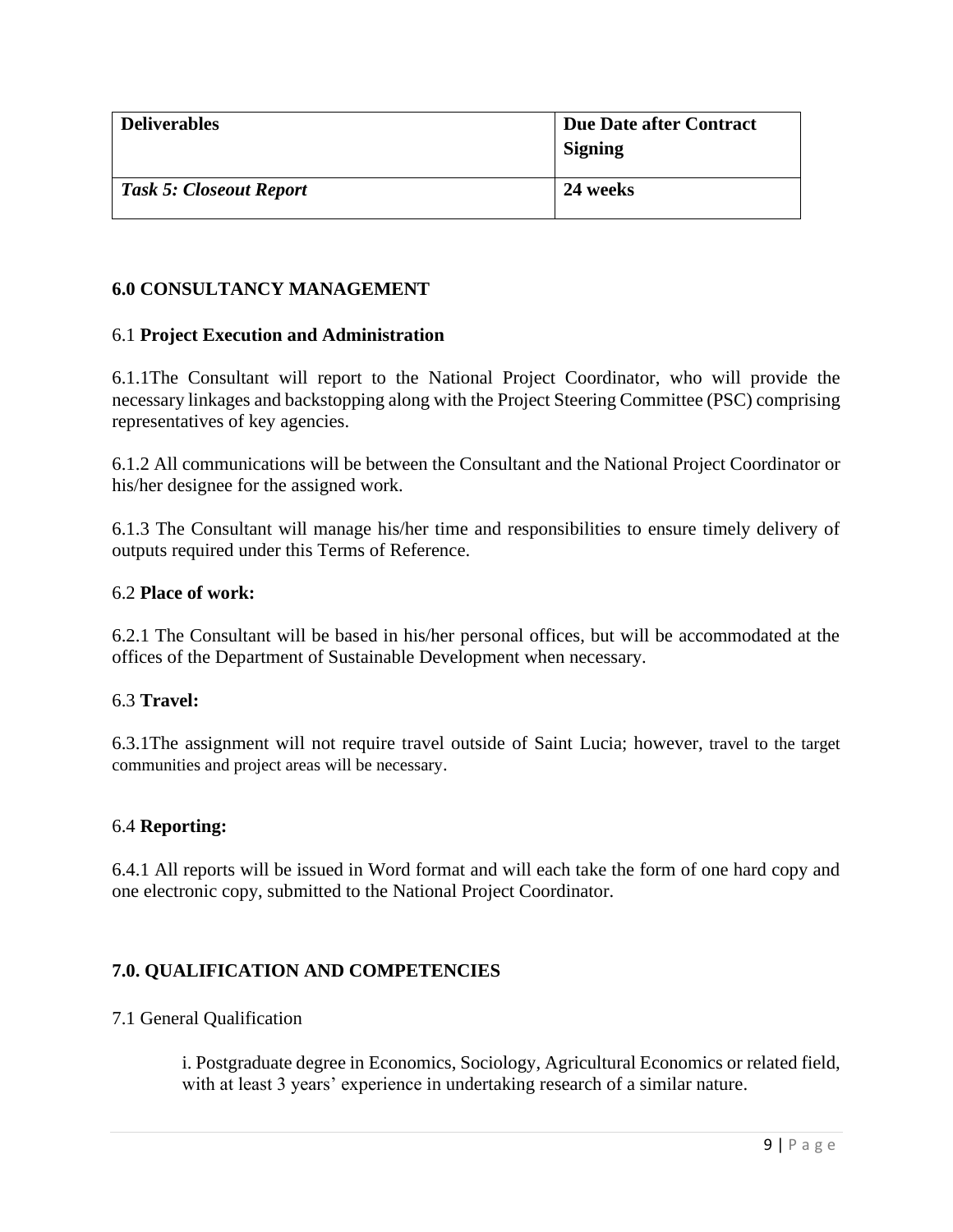| Deliverables | Due Date after Contract Signing |
| --- | --- |
| ***Task 5: Closeout Report*** | **24 weeks** |

## 6.0 CONSULTANCY MANAGEMENT

### 6.1 **Project Execution and Administration**

6.1.1The Consultant will report to the National Project Coordinator, who will provide the necessary linkages and backstopping along with the Project Steering Committee (PSC) comprising representatives of key agencies.

6.1.2 All communications will be between the Consultant and the National Project Coordinator or his/her designee for the assigned work.

6.1.3 The Consultant will manage his/her time and responsibilities to ensure timely delivery of outputs required under this Terms of Reference.

### 6.2 **Place of work:**

6.2.1 The Consultant will be based in his/her personal offices, but will be accommodated at the offices of the Department of Sustainable Development when necessary.

### 6.3 **Travel:**

6.3.1The assignment will not require travel outside of Saint Lucia; however, travel to the target communities and project areas will be necessary.

### 6.4 **Reporting:**

6.4.1 All reports will be issued in Word format and will each take the form of one hard copy and one electronic copy, submitted to the National Project Coordinator.

## 7.0. QUALIFICATION AND COMPETENCIES

7.1 General Qualification

i. Postgraduate degree in Economics, Sociology, Agricultural Economics or related field, with at least 3 years' experience in undertaking research of a similar nature.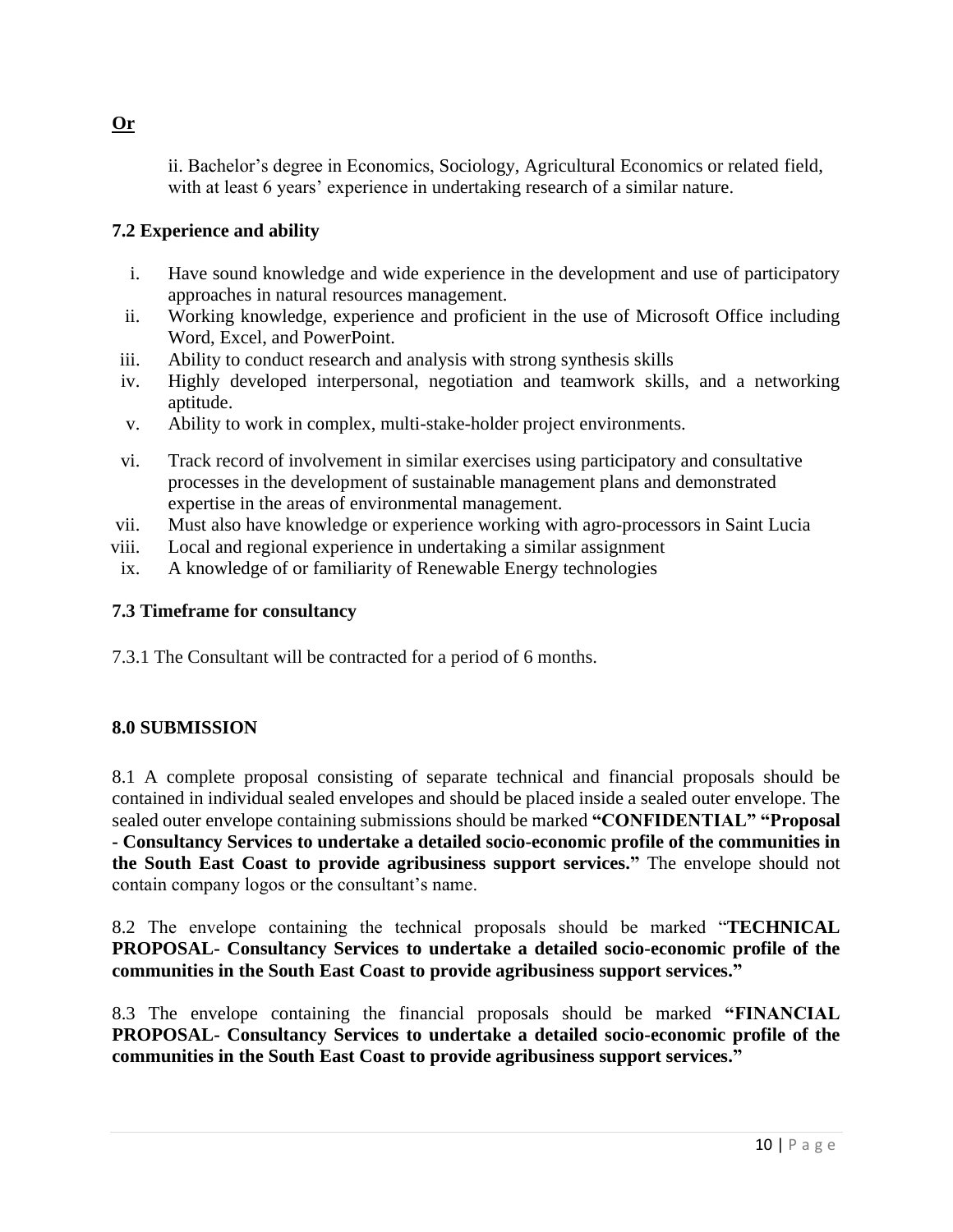**<u>Or</u>**

ii. Bachelor's degree in Economics, Sociology, Agricultural Economics or related field, with at least 6 years' experience in undertaking research of a similar nature.

**7.2 Experience and ability**

i. Have sound knowledge and wide experience in the development and use of participatory approaches in natural resources management.
ii. Working knowledge, experience and proficient in the use of Microsoft Office including Word, Excel, and PowerPoint.
iii. Ability to conduct research and analysis with strong synthesis skills
iv. Highly developed interpersonal, negotiation and teamwork skills, and a networking aptitude.
v. Ability to work in complex, multi-stake-holder project environments.
vi. Track record of involvement in similar exercises using participatory and consultative processes in the development of sustainable management plans and demonstrated expertise in the areas of environmental management.
vii. Must also have knowledge or experience working with agro-processors in Saint Lucia
viii. Local and regional experience in undertaking a similar assignment
ix. A knowledge of or familiarity of Renewable Energy technologies

**7.3 Timeframe for consultancy**

7.3.1 The Consultant will be contracted for a period of 6 months.

**8.0 SUBMISSION**

8.1 A complete proposal consisting of separate technical and financial proposals should be contained in individual sealed envelopes and should be placed inside a sealed outer envelope. The sealed outer envelope containing submissions should be marked **"CONFIDENTIAL" "Proposal - Consultancy Services to undertake a detailed socio-economic profile of the communities in the South East Coast to provide agribusiness support services."** The envelope should not contain company logos or the consultant's name.

8.2 The envelope containing the technical proposals should be marked "**TECHNICAL PROPOSAL- Consultancy Services to undertake a detailed socio-economic profile of the communities in the South East Coast to provide agribusiness support services."**

8.3 The envelope containing the financial proposals should be marked **"FINANCIAL PROPOSAL- Consultancy Services to undertake a detailed socio-economic profile of the communities in the South East Coast to provide agribusiness support services."**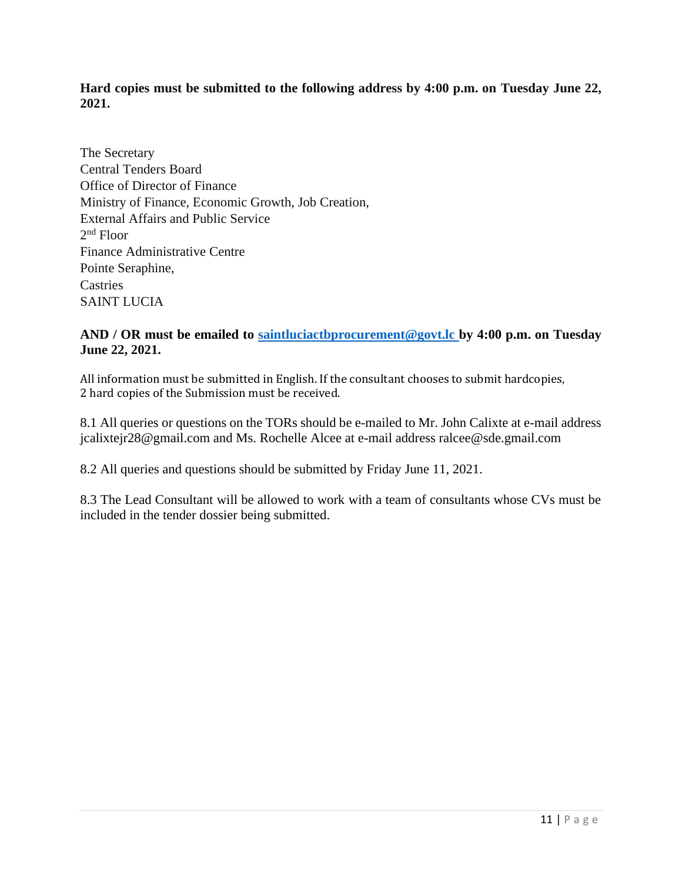**Hard copies must be submitted to the following address by 4:00 p.m. on Tuesday June 22, 2021.**

The Secretary
Central Tenders Board
Office of Director of Finance
Ministry of Finance, Economic Growth, Job Creation,
External Affairs and Public Service
2nd Floor
Finance Administrative Centre
Pointe Seraphine,
Castries
SAINT LUCIA

**AND / OR must be emailed to saintluciactbprocurement@govt.lc by 4:00 p.m. on Tuesday June 22, 2021.**

All information must be submitted in English. If the consultant chooses to submit hardcopies, 2 hard copies of the Submission must be received.

8.1 All queries or questions on the TORs should be e-mailed to Mr. John Calixte at e-mail address jcalixtejr28@gmail.com and Ms. Rochelle Alcee at e-mail address ralcee@sde.gmail.com

8.2 All queries and questions should be submitted by Friday June 11, 2021.

8.3 The Lead Consultant will be allowed to work with a team of consultants whose CVs must be included in the tender dossier being submitted.